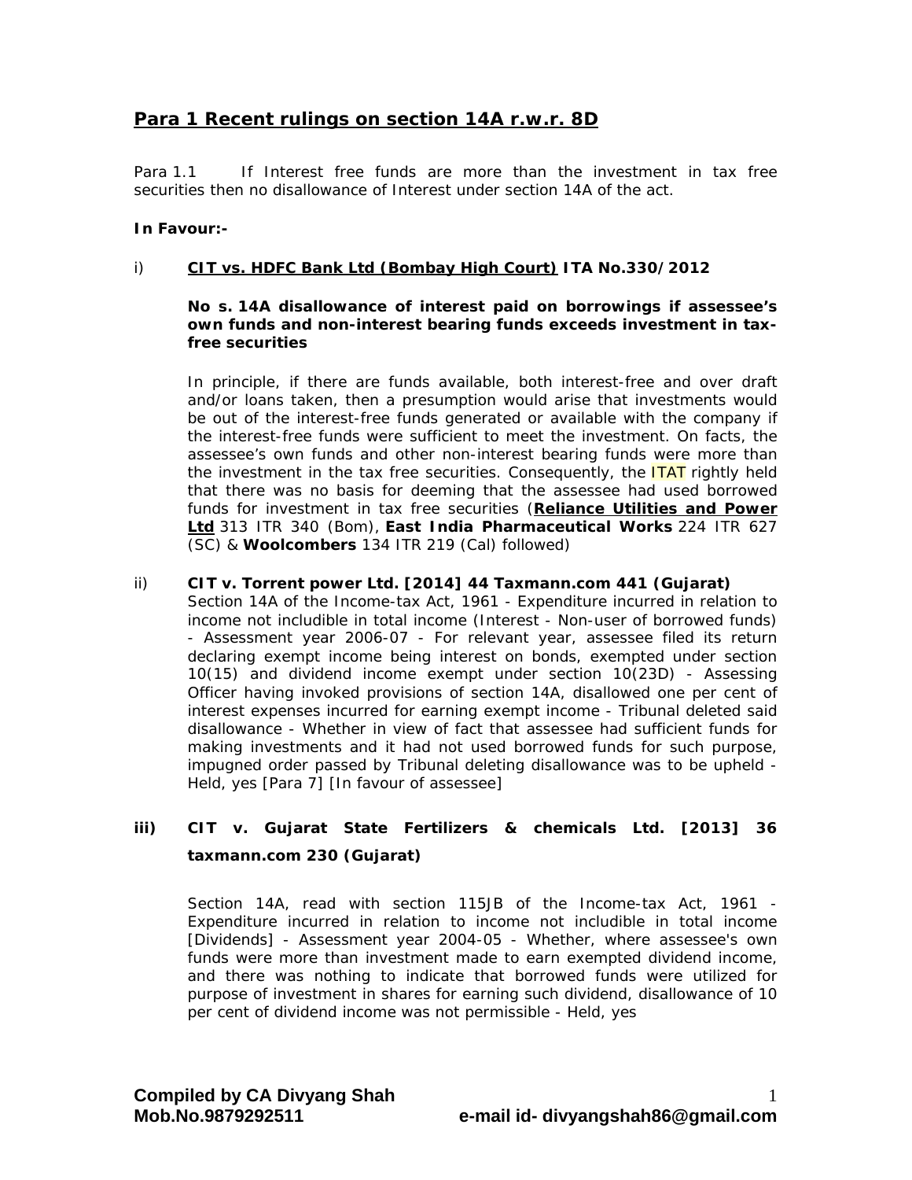## Para 1 Recent rulings on section 14A r.w.r. 8D

Para 1.1 If Interest free funds are more than the investment in tax free securities then no disallowance of Interest under section 14A of the act.

**In Favour:-**

i) **CIT vs. HDFC Bank Ltd (Bombay High Court) ITA No.330/2012**

**No s. 14A disallowance of interest paid on borrowings if assessee's own funds and non-interest bearing funds exceeds investment in tax-free securities**

In principle, if there are funds available, both interest-free and over draft and/or loans taken, then a presumption would arise that investments would be out of the interest-free funds generated or available with the company if the interest-free funds were sufficient to meet the investment. On facts, the assessee's own funds and other non-interest bearing funds were more than the investment in the tax free securities. Consequently, the ITAT rightly held that there was no basis for deeming that the assessee had used borrowed funds for investment in tax free securities (**Reliance Utilities and Power Ltd** 313 ITR 340 (Bom), **East India Pharmaceutical Works** 224 ITR 627 (SC) & **Woolcombers** 134 ITR 219 (Cal) followed)

ii) **CIT v. Torrent power Ltd. [2014] 44 Taxmann.com 441 (Gujarat)**

Section 14A of the Income-tax Act, 1961 - Expenditure incurred in relation to income not includible in total income (Interest - Non-user of borrowed funds) - Assessment year 2006-07 - For relevant year, assessee filed its return declaring exempt income being interest on bonds, exempted under section 10(15) and dividend income exempt under section 10(23D) - Assessing Officer having invoked provisions of section 14A, disallowed one per cent of interest expenses incurred for earning exempt income - Tribunal deleted said disallowance - Whether in view of fact that assessee had sufficient funds for making investments and it had not used borrowed funds for such purpose, impugned order passed by Tribunal deleting disallowance was to be upheld - Held, yes [Para 7] [In favour of assessee]

iii) **CIT v. Gujarat State Fertilizers & chemicals Ltd. [2013] 36 taxmann.com 230 (Gujarat)**

Section 14A, read with section 115JB of the Income-tax Act, 1961 - Expenditure incurred in relation to income not includible in total income [Dividends] - Assessment year 2004-05 - Whether, where assessee's own funds were more than investment made to earn exempted dividend income, and there was nothing to indicate that borrowed funds were utilized for purpose of investment in shares for earning such dividend, disallowance of 10 per cent of dividend income was not permissible - Held, yes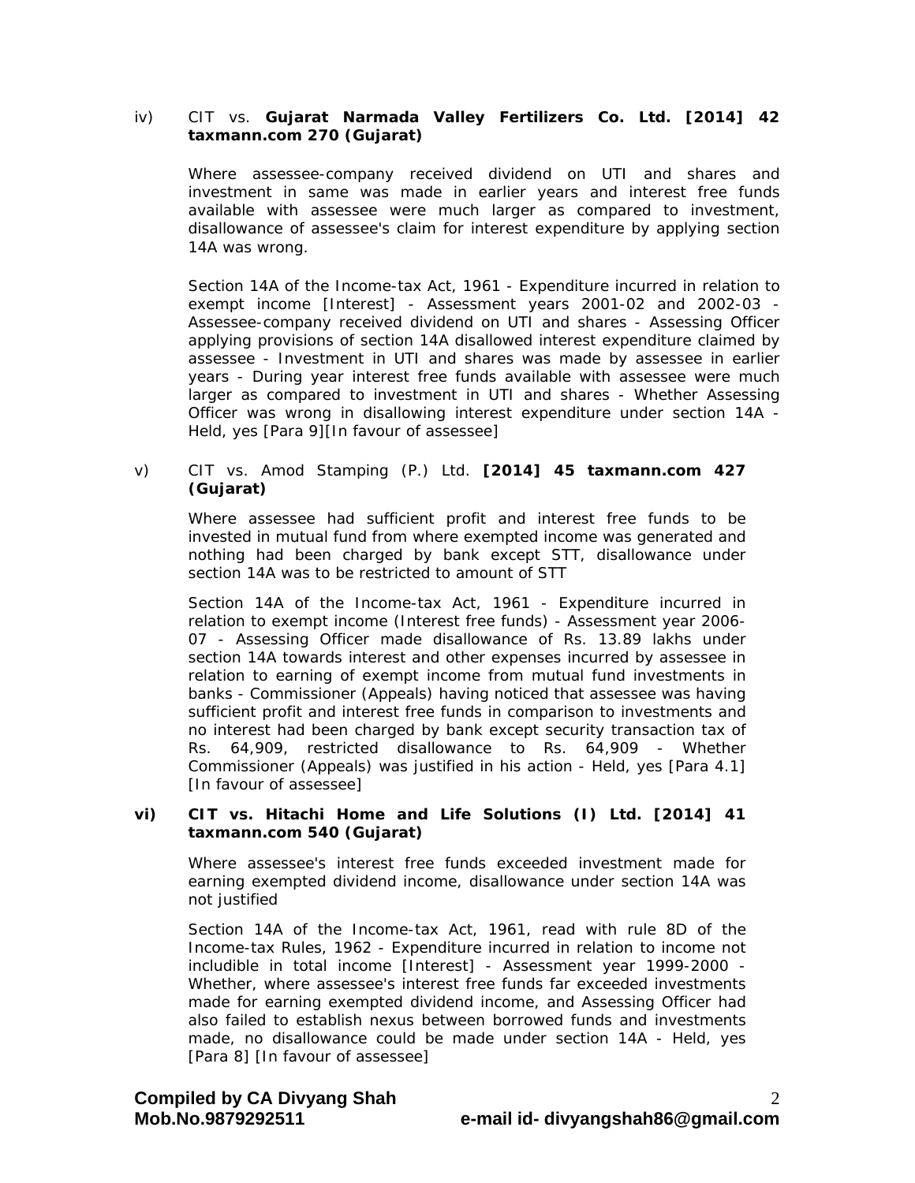iv) CIT vs. **Gujarat Narmada Valley Fertilizers Co. Ltd. [2014] 42 taxmann.com 270 (Gujarat)**

Where assessee-company received dividend on UTI and shares and investment in same was made in earlier years and interest free funds available with assessee were much larger as compared to investment, disallowance of assessee's claim for interest expenditure by applying section 14A was wrong.

Section 14A of the Income-tax Act, 1961 - Expenditure incurred in relation to exempt income [Interest] - Assessment years 2001-02 and 2002-03 - Assessee-company received dividend on UTI and shares - Assessing Officer applying provisions of section 14A disallowed interest expenditure claimed by assessee - Investment in UTI and shares was made by assessee in earlier years - During year interest free funds available with assessee were much larger as compared to investment in UTI and shares - Whether Assessing Officer was wrong in disallowing interest expenditure under section 14A - Held, yes [Para 9][In favour of assessee]

v) CIT vs. Amod Stamping (P.) Ltd. **[2014] 45 taxmann.com 427 (Gujarat)**

Where assessee had sufficient profit and interest free funds to be invested in mutual fund from where exempted income was generated and nothing had been charged by bank except STT, disallowance under section 14A was to be restricted to amount of STT

Section 14A of the Income-tax Act, 1961 - Expenditure incurred in relation to exempt income (Interest free funds) - Assessment year 2006-07 - Assessing Officer made disallowance of Rs. 13.89 lakhs under section 14A towards interest and other expenses incurred by assessee in relation to earning of exempt income from mutual fund investments in banks - Commissioner (Appeals) having noticed that assessee was having sufficient profit and interest free funds in comparison to investments and no interest had been charged by bank except security transaction tax of Rs. 64,909, restricted disallowance to Rs. 64,909 - Whether Commissioner (Appeals) was justified in his action - Held, yes [Para 4.1] [In favour of assessee]

**vi) CIT vs. Hitachi Home and Life Solutions (I) Ltd. [2014] 41 taxmann.com 540 (Gujarat)**

Where assessee's interest free funds exceeded investment made for earning exempted dividend income, disallowance under section 14A was not justified

Section 14A of the Income-tax Act, 1961, read with rule 8D of the Income-tax Rules, 1962 - Expenditure incurred in relation to income not includible in total income [Interest] - Assessment year 1999-2000 - Whether, where assessee's interest free funds far exceeded investments made for earning exempted dividend income, and Assessing Officer had also failed to establish nexus between borrowed funds and investments made, no disallowance could be made under section 14A - Held, yes [Para 8] [In favour of assessee]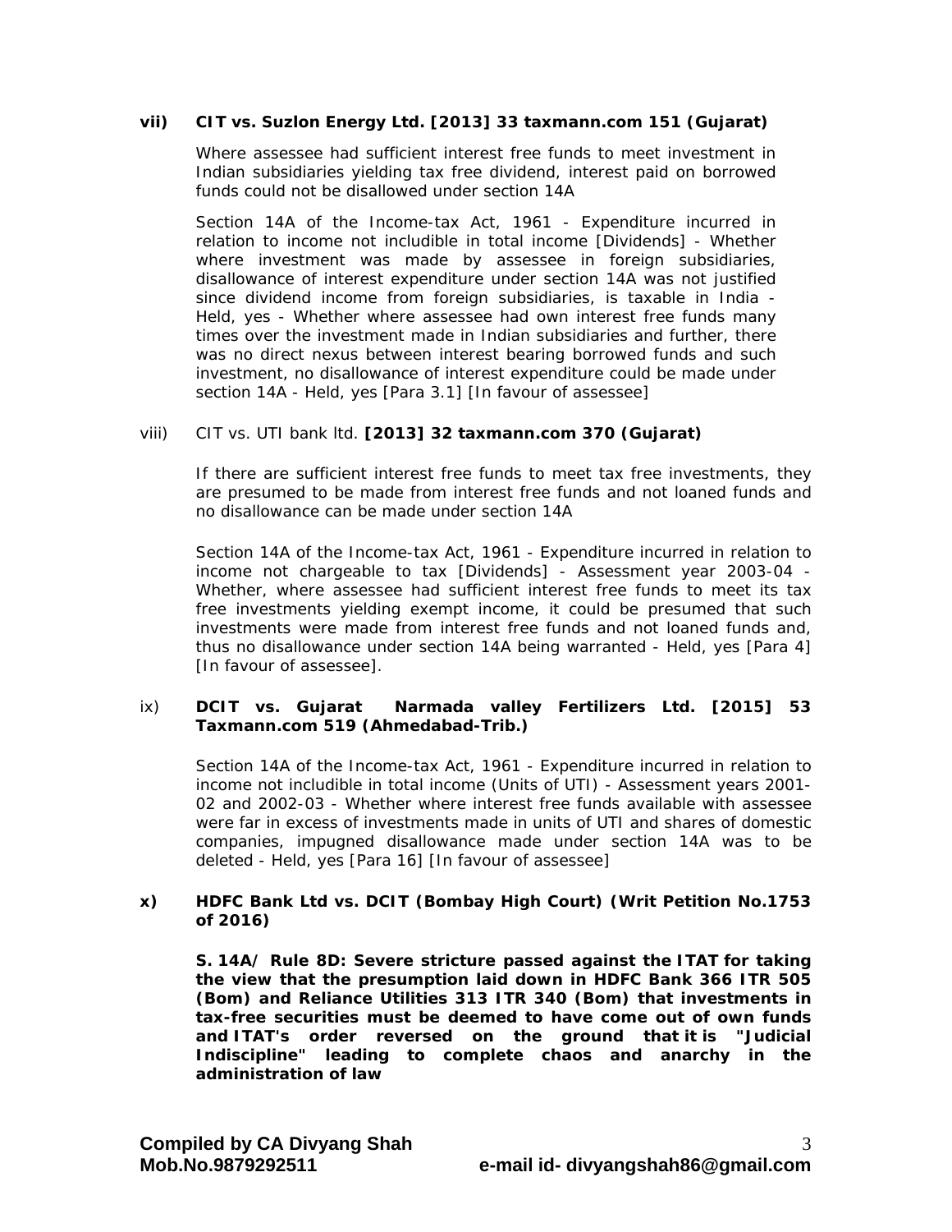**vii) CIT vs. Suzlon Energy Ltd. [2013] 33 taxmann.com 151 (Gujarat)**

Where assessee had sufficient interest free funds to meet investment in Indian subsidiaries yielding tax free dividend, interest paid on borrowed funds could not be disallowed under section 14A

Section 14A of the Income-tax Act, 1961 - Expenditure incurred in relation to income not includible in total income [Dividends] - Whether where investment was made by assessee in foreign subsidiaries, disallowance of interest expenditure under section 14A was not justified since dividend income from foreign subsidiaries, is taxable in India - Held, yes - Whether where assessee had own interest free funds many times over the investment made in Indian subsidiaries and further, there was no direct nexus between interest bearing borrowed funds and such investment, no disallowance of interest expenditure could be made under section 14A - Held, yes [Para 3.1] [In favour of assessee]

viii) CIT vs. UTI bank ltd. **[2013] 32 taxmann.com 370 (Gujarat)**

If there are sufficient interest free funds to meet tax free investments, they are presumed to be made from interest free funds and not loaned funds and no disallowance can be made under section 14A

Section 14A of the Income-tax Act, 1961 - Expenditure incurred in relation to income not chargeable to tax [Dividends] - Assessment year 2003-04 - Whether, where assessee had sufficient interest free funds to meet its tax free investments yielding exempt income, it could be presumed that such investments were made from interest free funds and not loaned funds and, thus no disallowance under section 14A being warranted - Held, yes [Para 4] [In favour of assessee].

ix) **DCIT vs. Gujarat Narmada valley Fertilizers Ltd. [2015] 53 Taxmann.com 519 (Ahmedabad-Trib.)**

Section 14A of the Income-tax Act, 1961 - Expenditure incurred in relation to income not includible in total income (Units of UTI) - Assessment years 2001-02 and 2002-03 - Whether where interest free funds available with assessee were far in excess of investments made in units of UTI and shares of domestic companies, impugned disallowance made under section 14A was to be deleted - Held, yes [Para 16] [In favour of assessee]

**x) HDFC Bank Ltd vs. DCIT (Bombay High Court) (Writ Petition No.1753 of 2016)**

**S. 14A/ Rule 8D: Severe stricture passed against the ITAT for taking the view that the presumption laid down in HDFC Bank 366 ITR 505 (Bom) and Reliance Utilities 313 ITR 340 (Bom) that investments in tax-free securities must be deemed to have come out of own funds and ITAT's order reversed on the ground that it is "Judicial Indiscipline" leading to complete chaos and anarchy in the administration of law**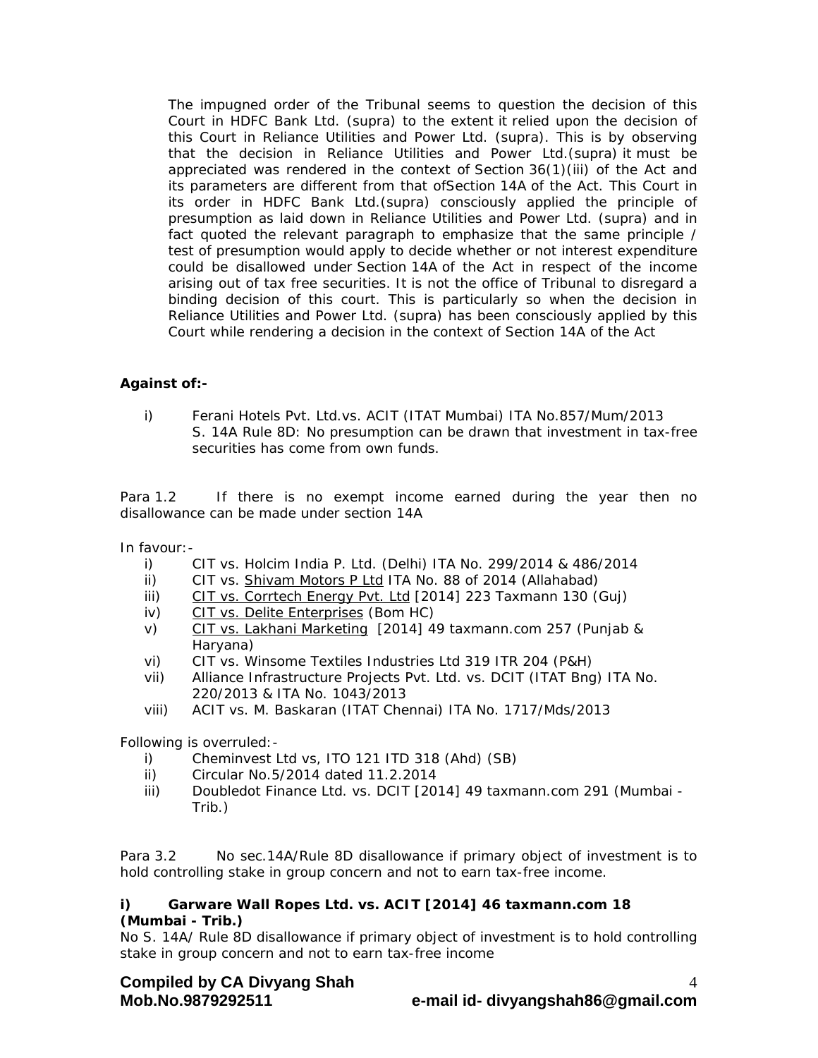> The impugned order of the Tribunal seems to question the decision of this Court in HDFC Bank Ltd. (supra) to the extent it relied upon the decision of this Court in Reliance Utilities and Power Ltd. (supra). This is by observing that the decision in Reliance Utilities and Power Ltd.(supra) it must be appreciated was rendered in the context of Section 36(1)(iii) of the Act and its parameters are different from that ofSection 14A of the Act. This Court in its order in HDFC Bank Ltd.(supra) consciously applied the principle of presumption as laid down in Reliance Utilities and Power Ltd. (supra) and in fact quoted the relevant paragraph to emphasize that the same principle / test of presumption would apply to decide whether or not interest expenditure could be disallowed under Section 14A of the Act in respect of the income arising out of tax free securities. It is not the office of Tribunal to disregard a binding decision of this court. This is particularly so when the decision in Reliance Utilities and Power Ltd. (supra) has been consciously applied by this Court while rendering a decision in the context of Section 14A of the Act

**Against of:-**

i) Ferani Hotels Pvt. Ltd.vs. ACIT (ITAT Mumbai) ITA No.857/Mum/2013
S. 14A Rule 8D: No presumption can be drawn that investment in tax-free securities has come from own funds.

Para 1.2 If there is no exempt income earned during the year then no disallowance can be made under section 14A

In favour:-

i) CIT vs. Holcim India P. Ltd. (Delhi) ITA No. 299/2014 & 486/2014
ii) CIT vs. Shivam Motors P Ltd ITA No. 88 of 2014 (Allahabad)
iii) CIT vs. Corrtech Energy Pvt. Ltd [2014] 223 Taxmann 130 (Guj)
iv) CIT vs. Delite Enterprises (Bom HC)
v) CIT vs. Lakhani Marketing [2014] 49 taxmann.com 257 (Punjab & Haryana)
vi) CIT vs. Winsome Textiles Industries Ltd 319 ITR 204 (P&H)
vii) Alliance Infrastructure Projects Pvt. Ltd. vs. DCIT (ITAT Bng) ITA No. 220/2013 & ITA No. 1043/2013
viii) ACIT vs. M. Baskaran (ITAT Chennai) ITA No. 1717/Mds/2013

Following is overruled:-

i) Cheminvest Ltd vs, ITO 121 ITD 318 (Ahd) (SB)
ii) Circular No.5/2014 dated 11.2.2014
iii) Doubledot Finance Ltd. vs. DCIT [2014] 49 taxmann.com 291 (Mumbai - Trib.)

Para 3.2 No sec.14A/Rule 8D disallowance if primary object of investment is to hold controlling stake in group concern and not to earn tax-free income.

**i) Garware Wall Ropes Ltd. vs. ACIT [2014] 46 taxmann.com 18 (Mumbai - Trib.)**

No S. 14A/ Rule 8D disallowance if primary object of investment is to hold controlling stake in group concern and not to earn tax-free income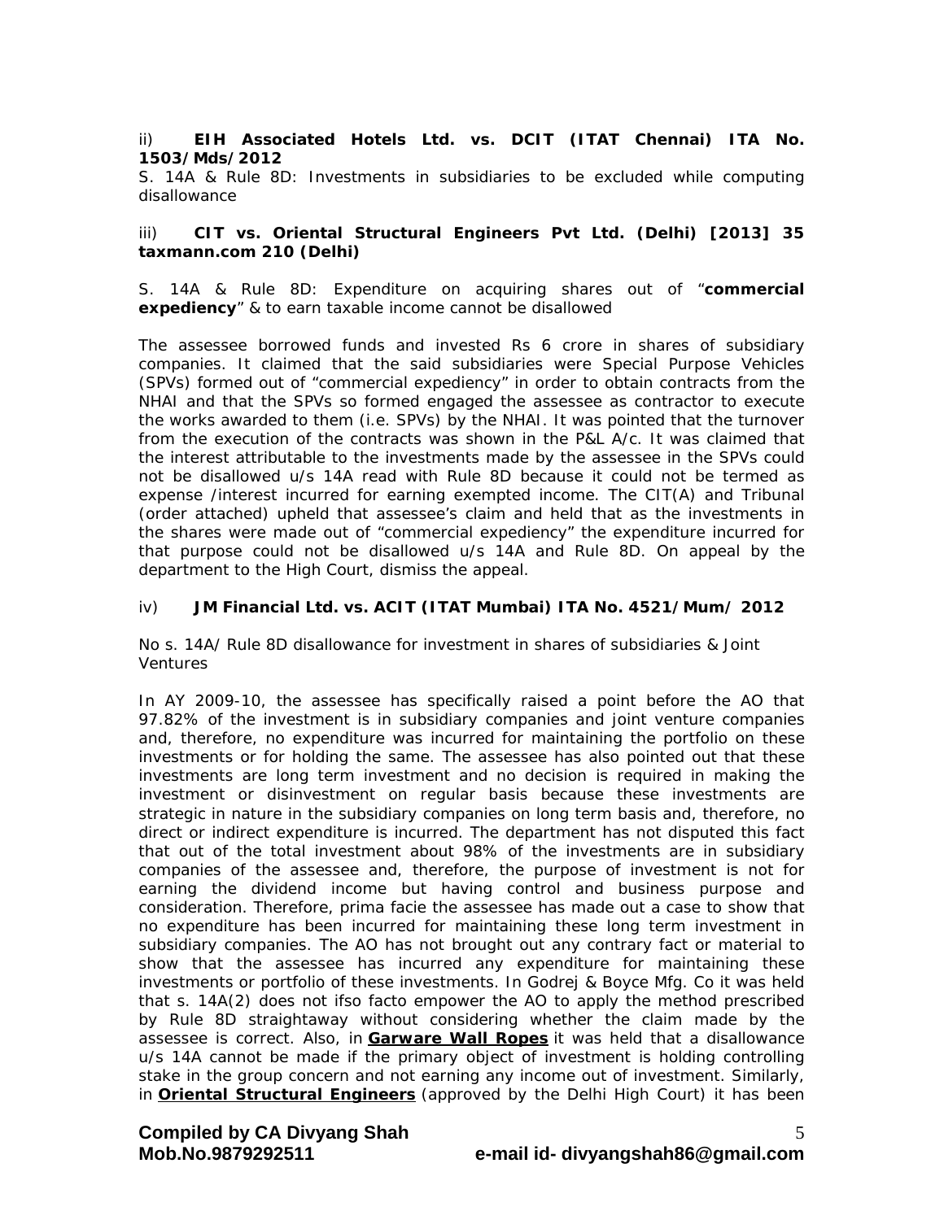ii) **EIH Associated Hotels Ltd. vs. DCIT (ITAT Chennai) ITA No. 1503/Mds/2012**

S. 14A & Rule 8D: Investments in subsidiaries to be excluded while computing disallowance

iii) **CIT vs. Oriental Structural Engineers Pvt Ltd. (Delhi) [2013] 35 taxmann.com 210 (Delhi)**

S. 14A & Rule 8D: Expenditure on acquiring shares out of "**commercial expediency**" & to earn taxable income cannot be disallowed

The assessee borrowed funds and invested Rs 6 crore in shares of subsidiary companies. It claimed that the said subsidiaries were Special Purpose Vehicles (SPVs) formed out of "commercial expediency" in order to obtain contracts from the NHAI and that the SPVs so formed engaged the assessee as contractor to execute the works awarded to them (i.e. SPVs) by the NHAI. It was pointed that the turnover from the execution of the contracts was shown in the P&L A/c. It was claimed that the interest attributable to the investments made by the assessee in the SPVs could not be disallowed u/s 14A read with Rule 8D because it could not be termed as expense /interest incurred for earning exempted income. The CIT(A) and Tribunal (order attached) upheld that assessee's claim and held that as the investments in the shares were made out of "commercial expediency" the expenditure incurred for that purpose could not be disallowed u/s 14A and Rule 8D. On appeal by the department to the High Court, dismiss the appeal.

iv) **JM Financial Ltd. vs. ACIT (ITAT Mumbai) ITA No. 4521/Mum/ 2012**

No s. 14A/ Rule 8D disallowance for investment in shares of subsidiaries & Joint Ventures

In AY 2009-10, the assessee has specifically raised a point before the AO that 97.82% of the investment is in subsidiary companies and joint venture companies and, therefore, no expenditure was incurred for maintaining the portfolio on these investments or for holding the same. The assessee has also pointed out that these investments are long term investment and no decision is required in making the investment or disinvestment on regular basis because these investments are strategic in nature in the subsidiary companies on long term basis and, therefore, no direct or indirect expenditure is incurred. The department has not disputed this fact that out of the total investment about 98% of the investments are in subsidiary companies of the assessee and, therefore, the purpose of investment is not for earning the dividend income but having control and business purpose and consideration. Therefore, prima facie the assessee has made out a case to show that no expenditure has been incurred for maintaining these long term investment in subsidiary companies. The AO has not brought out any contrary fact or material to show that the assessee has incurred any expenditure for maintaining these investments or portfolio of these investments. In Godrej & Boyce Mfg. Co it was held that s. 14A(2) does not ifso facto empower the AO to apply the method prescribed by Rule 8D straightaway without considering whether the claim made by the assessee is correct. Also, in **Garware Wall Ropes** it was held that a disallowance u/s 14A cannot be made if the primary object of investment is holding controlling stake in the group concern and not earning any income out of investment. Similarly, in **Oriental Structural Engineers** (approved by the Delhi High Court) it has been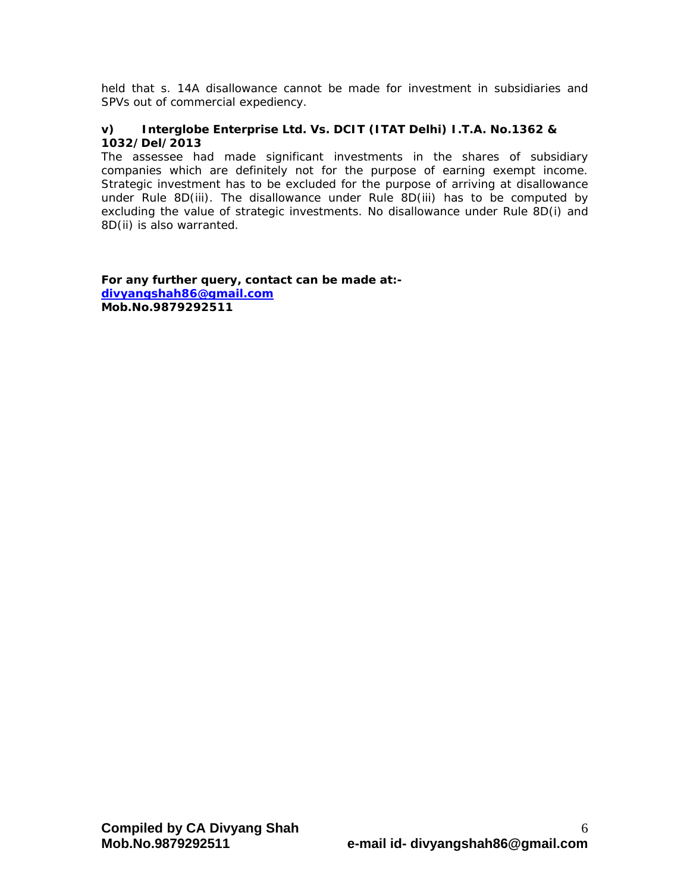held that s. 14A disallowance cannot be made for investment in subsidiaries and SPVs out of commercial expediency.

**v) Interglobe Enterprise Ltd. Vs. DCIT (ITAT Delhi) I.T.A. No.1362 & 1032/Del/2013**

The assessee had made significant investments in the shares of subsidiary companies which are definitely not for the purpose of earning exempt income. Strategic investment has to be excluded for the purpose of arriving at disallowance under Rule 8D(iii). The disallowance under Rule 8D(iii) has to be computed by excluding the value of strategic investments. No disallowance under Rule 8D(i) and 8D(ii) is also warranted.

**For any further query, contact can be made at:-**
**divyangshah86@gmail.com**
**Mob.No.9879292511**